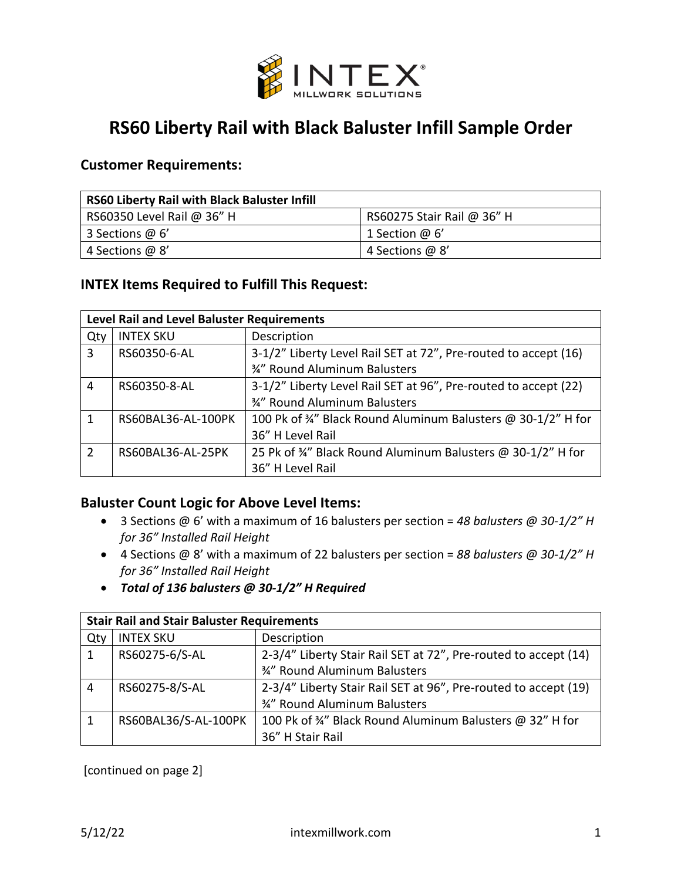# RS60 Liberty Rail with Black Baluster Infill Sample Order

## Customer Requirements:

| RS60 Liberty Rail with Black Baluster Infill | |
|---|---|
| RS60350 Level Rail @ 36" H | RS60275 Stair Rail @ 36" H |
| 3 Sections @ 6' | 1 Section @ 6' |
| 4 Sections @ 8' | 4 Sections @ 8' |

## INTEX Items Required to Fulfill This Request:

| Level Rail and Level Baluster Requirements | | |
|---|---|---|
| Qty | INTEX SKU | Description |
| 3 | RS60350-6-AL | 3-1/2" Liberty Level Rail SET at 72", Pre-routed to accept (16) ¾" Round Aluminum Balusters |
| 4 | RS60350-8-AL | 3-1/2" Liberty Level Rail SET at 96", Pre-routed to accept (22) ¾" Round Aluminum Balusters |
| 1 | RS60BAL36-AL-100PK | 100 Pk of ¾" Black Round Aluminum Balusters @ 30-1/2" H for 36" H Level Rail |
| 2 | RS60BAL36-AL-25PK | 25 Pk of ¾" Black Round Aluminum Balusters @ 30-1/2" H for 36" H Level Rail |

### Baluster Count Logic for Above Level Items:

- 3 Sections @ 6' with a maximum of 16 balusters per section = *48 balusters @ 30-1/2" H for 36" Installed Rail Height*
- 4 Sections @ 8' with a maximum of 22 balusters per section = *88 balusters @ 30-1/2" H for 36" Installed Rail Height*
- ***Total of 136 balusters @ 30-1/2" H Required***

| Stair Rail and Stair Baluster Requirements | | |
|---|---|---|
| Qty | INTEX SKU | Description |
| 1 | RS60275-6/S-AL | 2-3/4" Liberty Stair Rail SET at 72", Pre-routed to accept (14) ¾" Round Aluminum Balusters |
| 4 | RS60275-8/S-AL | 2-3/4" Liberty Stair Rail SET at 96", Pre-routed to accept (19) ¾" Round Aluminum Balusters |
| 1 | RS60BAL36/S-AL-100PK | 100 Pk of ¾" Black Round Aluminum Balusters @ 32" H for 36" H Stair Rail |

[continued on page 2]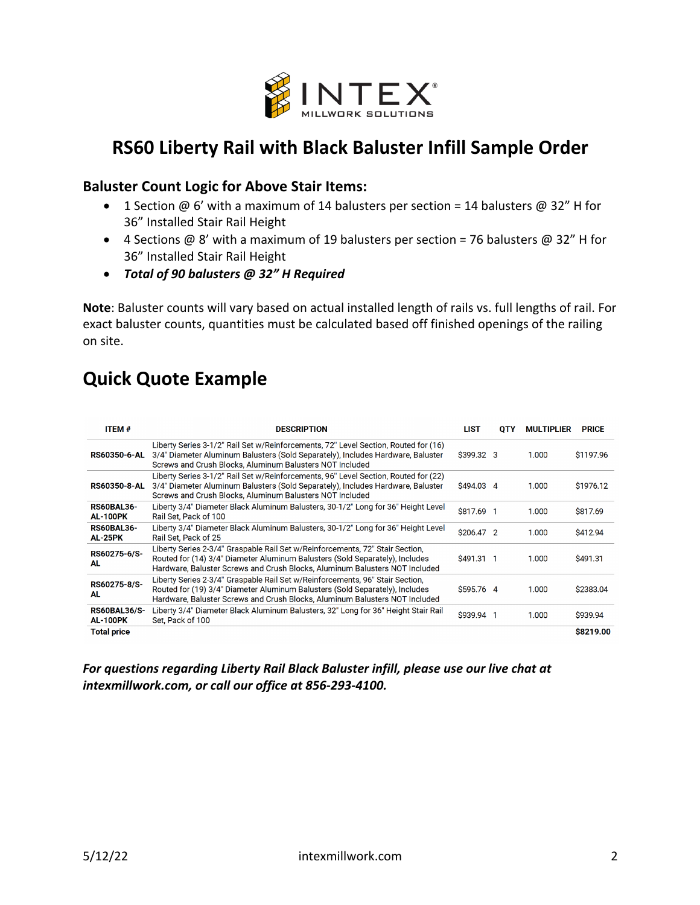# RS60 Liberty Rail with Black Baluster Infill Sample Order

### Baluster Count Logic for Above Stair Items:

- 1 Section @ 6' with a maximum of 14 balusters per section = 14 balusters @ 32" H for 36" Installed Stair Rail Height
- 4 Sections @ 8' with a maximum of 19 balusters per section = 76 balusters @ 32" H for 36" Installed Stair Rail Height
- ***Total of 90 balusters @ 32" H Required***

**Note**: Baluster counts will vary based on actual installed length of rails vs. full lengths of rail. For exact baluster counts, quantities must be calculated based off finished openings of the railing on site.

## Quick Quote Example

| ITEM # | DESCRIPTION | LIST | QTY | MULTIPLIER | PRICE |
|---|---|---|---|---|---|
| **RS60350-6-AL** | Liberty Series 3-1/2" Rail Set w/Reinforcements, 72" Level Section, Routed for (16) 3/4" Diameter Aluminum Balusters (Sold Separately), Includes Hardware, Baluster Screws and Crush Blocks, Aluminum Balusters NOT Included | $399.32 | 3 | 1.000 | $1197.96 |
| **RS60350-8-AL** | Liberty Series 3-1/2" Rail Set w/Reinforcements, 96" Level Section, Routed for (22) 3/4" Diameter Aluminum Balusters (Sold Separately), Includes Hardware, Baluster Screws and Crush Blocks, Aluminum Balusters NOT Included | $494.03 | 4 | 1.000 | $1976.12 |
| **RS60BAL36-AL-100PK** | Liberty 3/4" Diameter Black Aluminum Balusters, 30-1/2" Long for 36" Height Level Rail Set, Pack of 100 | $817.69 | 1 | 1.000 | $817.69 |
| **RS60BAL36-AL-25PK** | Liberty 3/4" Diameter Black Aluminum Balusters, 30-1/2" Long for 36" Height Level Rail Set, Pack of 25 | $206.47 | 2 | 1.000 | $412.94 |
| **RS60275-6/S-AL** | Liberty Series 2-3/4" Graspable Rail Set w/Reinforcements, 72" Stair Section, Routed for (14) 3/4" Diameter Aluminum Balusters (Sold Separately), Includes Hardware, Baluster Screws and Crush Blocks, Aluminum Balusters NOT Included | $491.31 | 1 | 1.000 | $491.31 |
| **RS60275-8/S-AL** | Liberty Series 2-3/4" Graspable Rail Set w/Reinforcements, 96" Stair Section, Routed for (19) 3/4" Diameter Aluminum Balusters (Sold Separately), Includes Hardware, Baluster Screws and Crush Blocks, Aluminum Balusters NOT Included | $595.76 | 4 | 1.000 | $2383.04 |
| **RS60BAL36/S-AL-100PK** | Liberty 3/4" Diameter Black Aluminum Balusters, 32" Long for 36" Height Stair Rail Set, Pack of 100 | $939.94 | 1 | 1.000 | $939.94 |
| **Total price** | | | | | **$8219.00** |

***For questions regarding Liberty Rail Black Baluster infill, please use our live chat at intexmillwork.com, or call our office at 856-293-4100.***